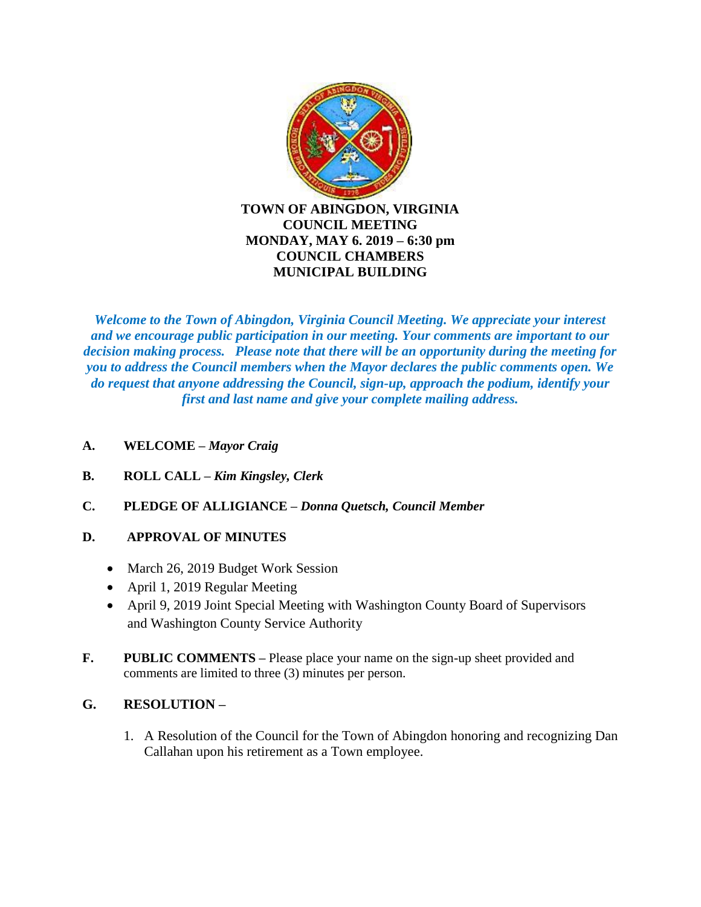# TOWN OF ABINGDON, VIRGINIA
## COUNCIL MEETING
## MONDAY, MAY 6. 2019 – 6:30 pm
## COUNCIL CHAMBERS
## MUNICIPAL BUILDING

***Welcome to the Town of Abingdon, Virginia Council Meeting. We appreciate your interest and we encourage public participation in our meeting. Your comments are important to our decision making process. Please note that there will be an opportunity during the meeting for you to address the Council members when the Mayor declares the public comments open. We do request that anyone addressing the Council, sign-up, approach the podium, identify your first and last name and give your complete mailing address.***

**A. WELCOME –** ***Mayor Craig***

**B. ROLL CALL –** ***Kim Kingsley, Clerk***

**C. PLEDGE OF ALLIGIANCE –** ***Donna Quetsch, Council Member***

**D. APPROVAL OF MINUTES**

- March 26, 2019 Budget Work Session
- April 1, 2019 Regular Meeting
- April 9, 2019 Joint Special Meeting with Washington County Board of Supervisors and Washington County Service Authority

**F. PUBLIC COMMENTS –** Please place your name on the sign-up sheet provided and comments are limited to three (3) minutes per person.

**G. RESOLUTION –**

1. A Resolution of the Council for the Town of Abingdon honoring and recognizing Dan Callahan upon his retirement as a Town employee.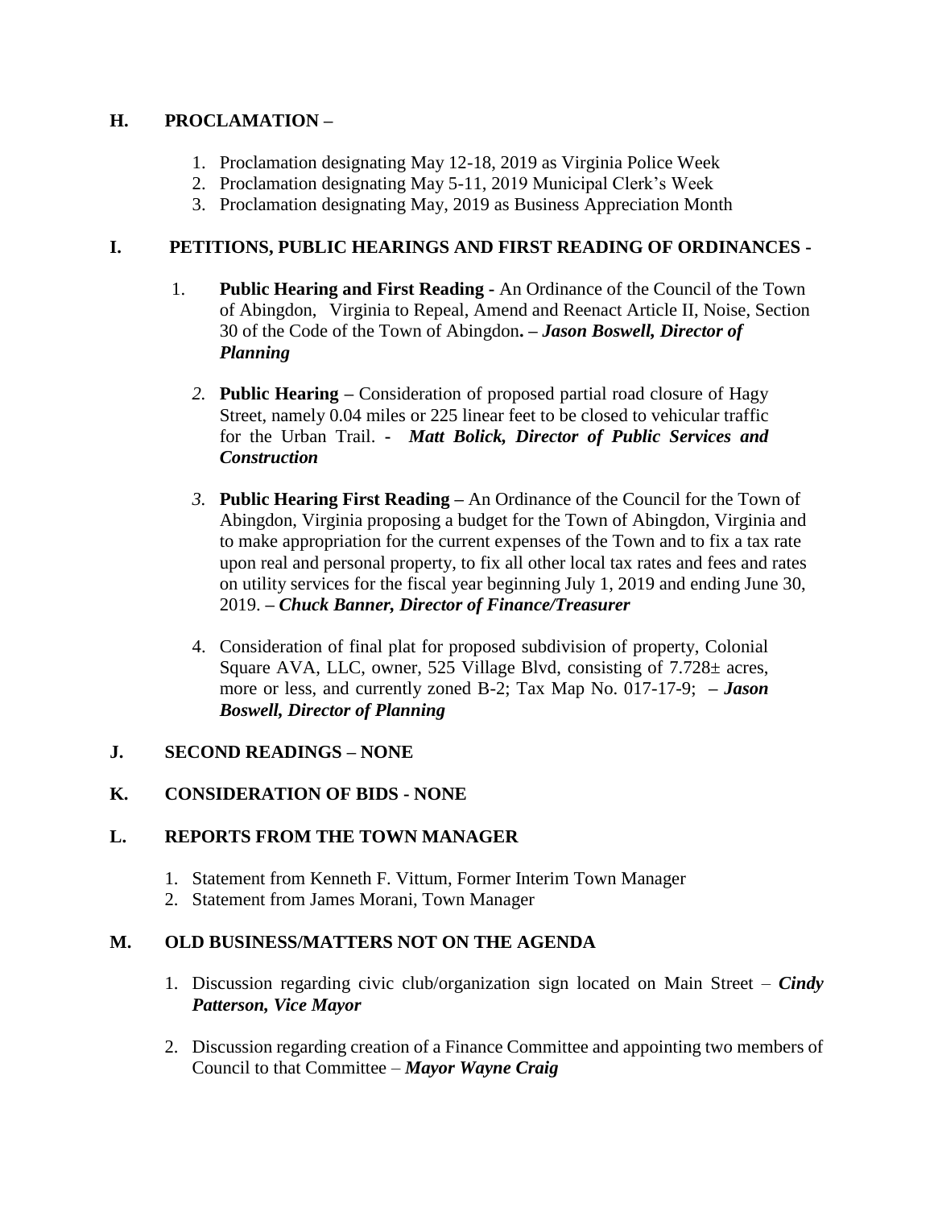## H. PROCLAMATION –

1. Proclamation designating May 12-18, 2019 as Virginia Police Week
2. Proclamation designating May 5-11, 2019 Municipal Clerk's Week
3. Proclamation designating May, 2019 as Business Appreciation Month

## I. PETITIONS, PUBLIC HEARINGS AND FIRST READING OF ORDINANCES -

1. **Public Hearing and First Reading -** An Ordinance of the Council of the Town of Abingdon, Virginia to Repeal, Amend and Reenact Article II, Noise, Section 30 of the Code of the Town of Abingdon**. –** ***Jason Boswell, Director of Planning***

2. **Public Hearing –** Consideration of proposed partial road closure of Hagy Street, namely 0.04 miles or 225 linear feet to be closed to vehicular traffic for the Urban Trail. **-** ***Matt Bolick, Director of Public Services and Construction***

3. **Public Hearing First Reading –** An Ordinance of the Council for the Town of Abingdon, Virginia proposing a budget for the Town of Abingdon, Virginia and to make appropriation for the current expenses of the Town and to fix a tax rate upon real and personal property, to fix all other local tax rates and fees and rates on utility services for the fiscal year beginning July 1, 2019 and ending June 30, 2019. **–** ***Chuck Banner, Director of Finance/Treasurer***

4. Consideration of final plat for proposed subdivision of property, Colonial Square AVA, LLC, owner, 525 Village Blvd, consisting of 7.728± acres, more or less, and currently zoned B-2; Tax Map No. 017-17-9; **–** ***Jason Boswell, Director of Planning***

## J. SECOND READINGS – NONE

## K. CONSIDERATION OF BIDS - NONE

## L. REPORTS FROM THE TOWN MANAGER

1. Statement from Kenneth F. Vittum, Former Interim Town Manager
2. Statement from James Morani, Town Manager

## M. OLD BUSINESS/MATTERS NOT ON THE AGENDA

1. Discussion regarding civic club/organization sign located on Main Street – ***Cindy Patterson, Vice Mayor***

2. Discussion regarding creation of a Finance Committee and appointing two members of Council to that Committee – ***Mayor Wayne Craig***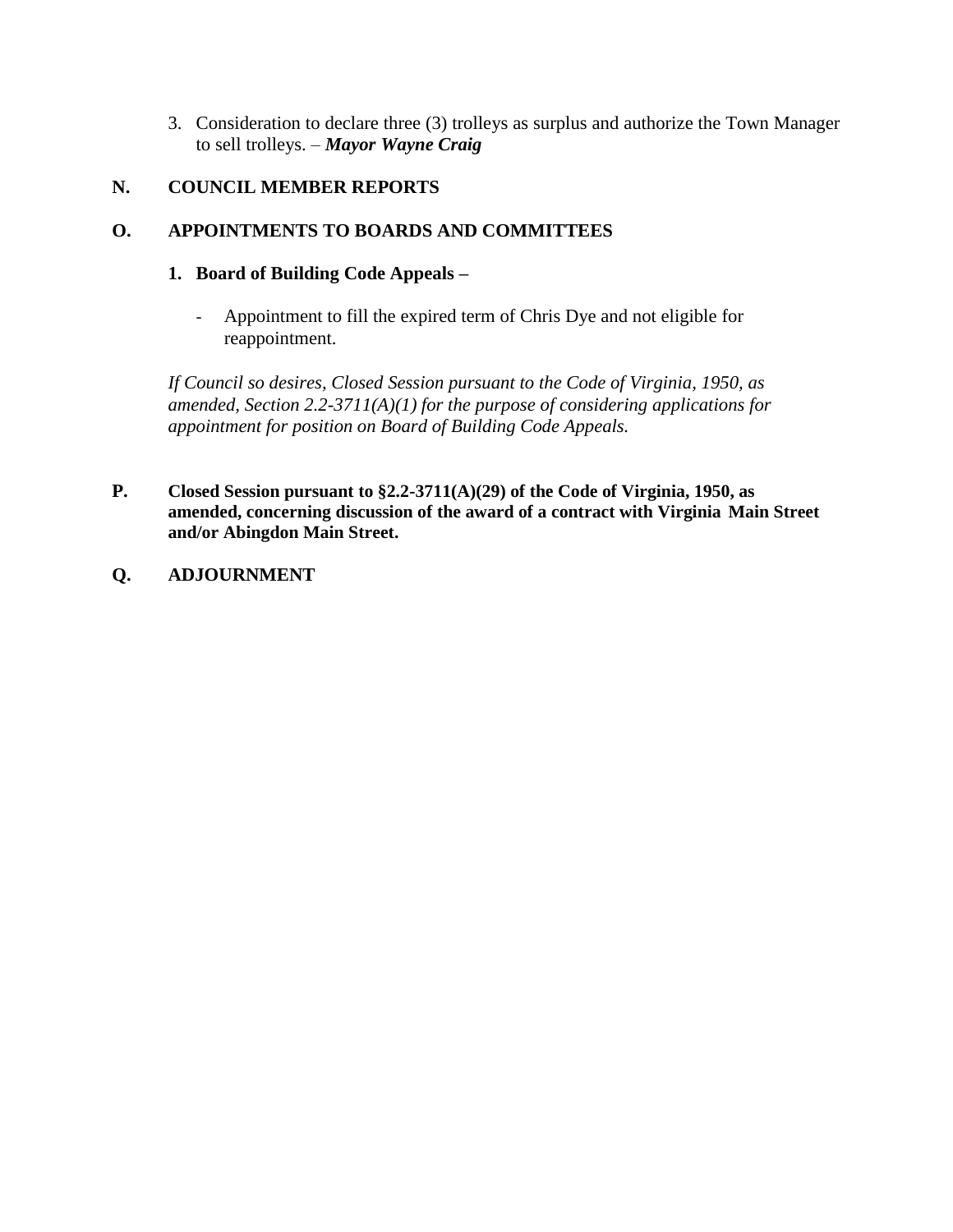3. Consideration to declare three (3) trolleys as surplus and authorize the Town Manager to sell trolleys. – ***Mayor Wayne Craig***

**N. COUNCIL MEMBER REPORTS**

**O. APPOINTMENTS TO BOARDS AND COMMITTEES**

**1. Board of Building Code Appeals –**

- Appointment to fill the expired term of Chris Dye and not eligible for reappointment.

*If Council so desires, Closed Session pursuant to the Code of Virginia, 1950, as amended, Section 2.2-3711(A)(1) for the purpose of considering applications for appointment for position on Board of Building Code Appeals.*

**P. Closed Session pursuant to §2.2-3711(A)(29) of the Code of Virginia, 1950, as amended, concerning discussion of the award of a contract with Virginia Main Street and/or Abingdon Main Street.**

**Q. ADJOURNMENT**